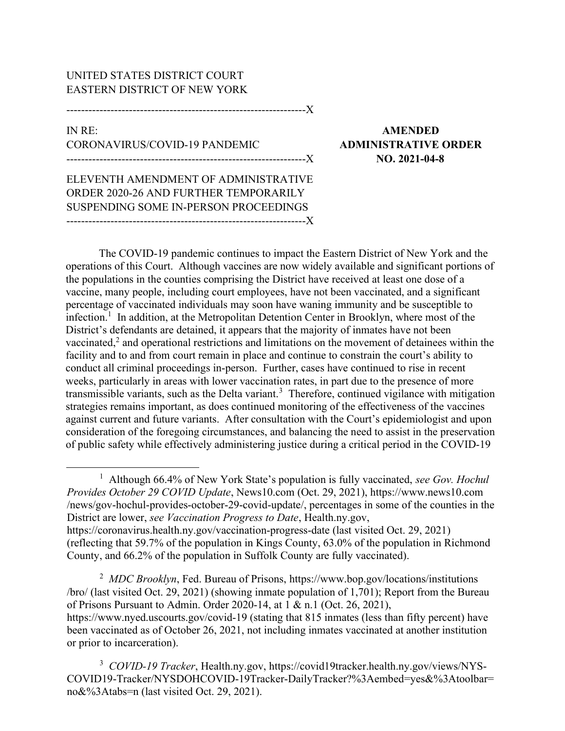UNITED STATES DISTRICT COURT
EASTERN DISTRICT OF NEW YORK

---------------------------------------------------------------X

IN RE:
CORONAVIRUS/COVID-19 PANDEMIC

---------------------------------------------------------------X

**AMENDED ADMINISTRATIVE ORDER NO. 2021-04-8**

ELEVENTH AMENDMENT OF ADMINISTRATIVE ORDER 2020-26 AND FURTHER TEMPORARILY SUSPENDING SOME IN-PERSON PROCEEDINGS

---------------------------------------------------------------X

The COVID-19 pandemic continues to impact the Eastern District of New York and the operations of this Court. Although vaccines are now widely available and significant portions of the populations in the counties comprising the District have received at least one dose of a vaccine, many people, including court employees, have not been vaccinated, and a significant percentage of vaccinated individuals may soon have waning immunity and be susceptible to infection.[1] In addition, at the Metropolitan Detention Center in Brooklyn, where most of the District's defendants are detained, it appears that the majority of inmates have not been vaccinated,[2] and operational restrictions and limitations on the movement of detainees within the facility and to and from court remain in place and continue to constrain the court's ability to conduct all criminal proceedings in-person. Further, cases have continued to rise in recent weeks, particularly in areas with lower vaccination rates, in part due to the presence of more transmissible variants, such as the Delta variant.[3] Therefore, continued vigilance with mitigation strategies remains important, as does continued monitoring of the effectiveness of the vaccines against current and future variants. After consultation with the Court's epidemiologist and upon consideration of the foregoing circumstances, and balancing the need to assist in the preservation of public safety while effectively administering justice during a critical period in the COVID-19

---

[1] Although 66.4% of New York State's population is fully vaccinated, *see Gov. Hochul Provides October 29 COVID Update*, News10.com (Oct. 29, 2021), https://www.news10.com/news/gov-hochul-provides-october-29-covid-update/, percentages in some of the counties in the District are lower, *see Vaccination Progress to Date*, Health.ny.gov, https://coronavirus.health.ny.gov/vaccination-progress-date (last visited Oct. 29, 2021) (reflecting that 59.7% of the population in Kings County, 63.0% of the population in Richmond County, and 66.2% of the population in Suffolk County are fully vaccinated).

[2] *MDC Brooklyn*, Fed. Bureau of Prisons, https://www.bop.gov/locations/institutions/bro/ (last visited Oct. 29, 2021) (showing inmate population of 1,701); Report from the Bureau of Prisons Pursuant to Admin. Order 2020-14, at 1 & n.1 (Oct. 26, 2021), https://www.nyed.uscourts.gov/covid-19 (stating that 815 inmates (less than fifty percent) have been vaccinated as of October 26, 2021, not including inmates vaccinated at another institution or prior to incarceration).

[3] *COVID-19 Tracker*, Health.ny.gov, https://covid19tracker.health.ny.gov/views/NYS-COVID19-Tracker/NYSDOHCOVID-19Tracker-DailyTracker?%3Aembed=yes&%3Atoolbar=no&%3Atabs=n (last visited Oct. 29, 2021).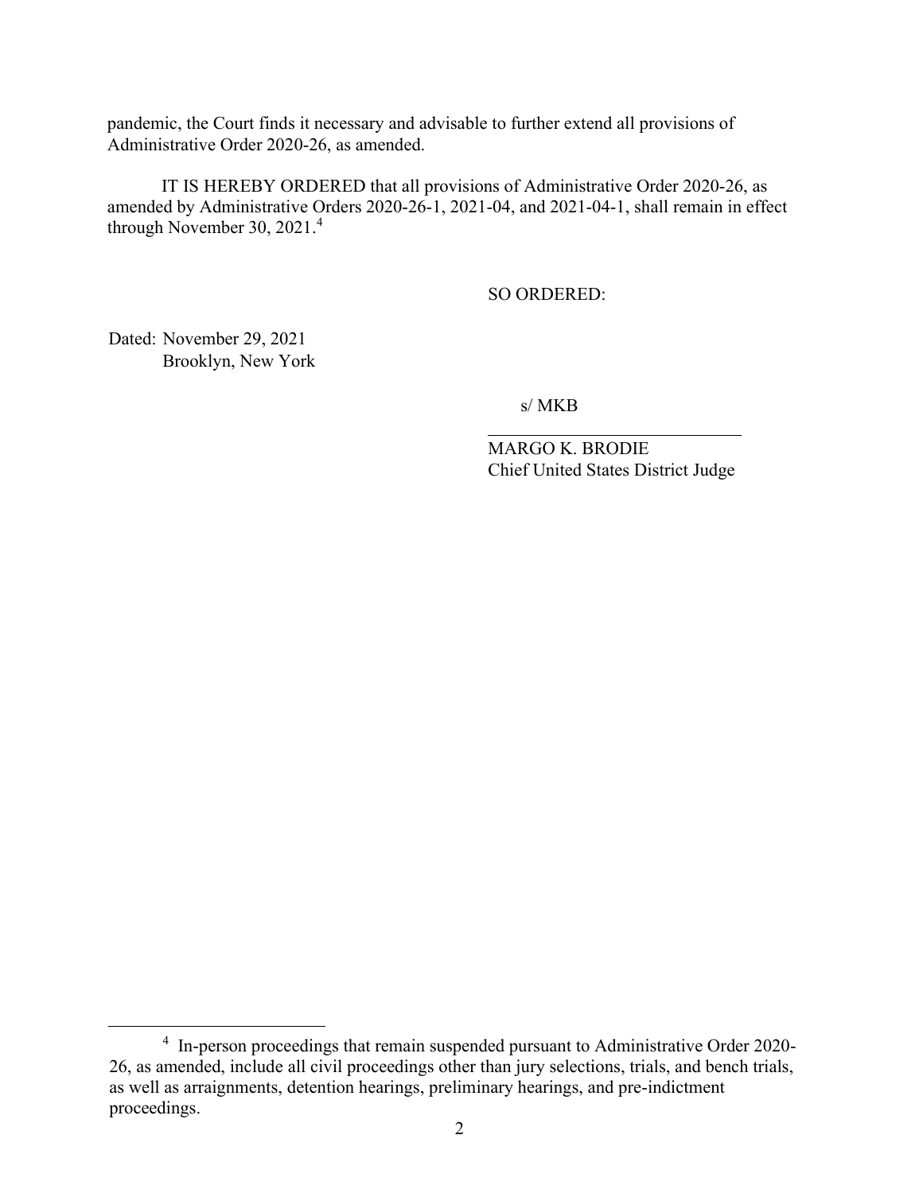pandemic, the Court finds it necessary and advisable to further extend all provisions of Administrative Order 2020-26, as amended.

IT IS HEREBY ORDERED that all provisions of Administrative Order 2020-26, as amended by Administrative Orders 2020-26-1, 2021-04, and 2021-04-1, shall remain in effect through November 30, 2021.[4]

SO ORDERED:

Dated: November 29, 2021
Brooklyn, New York

s/ MKB

MARGO K. BRODIE
Chief United States District Judge

[4] In-person proceedings that remain suspended pursuant to Administrative Order 2020-26, as amended, include all civil proceedings other than jury selections, trials, and bench trials, as well as arraignments, detention hearings, preliminary hearings, and pre-indictment proceedings.